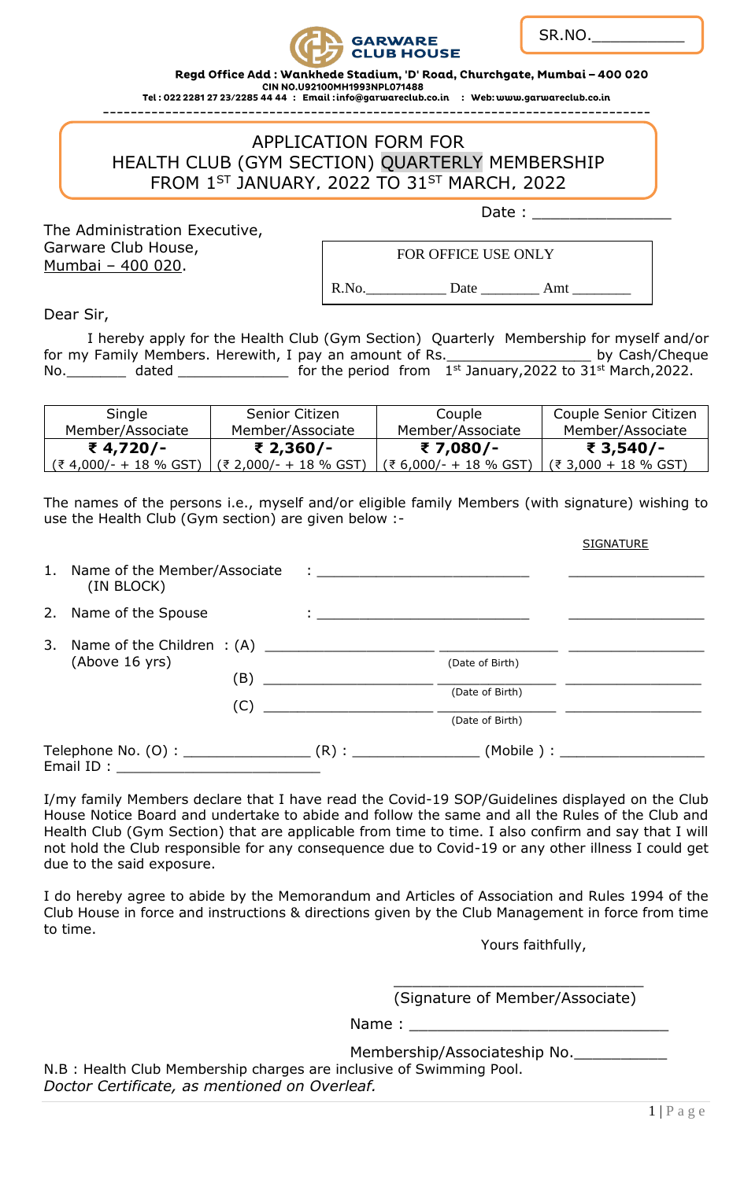SR.NO.__________

**GARWARE CLUB HOUSE**

**Regd Office Add : Wankhede Stadium, 'D' Road, Churchgate, Mumbai – 400 020**
**CIN NO.U92100MH1993NPL071488**
**Tel : 022 2281 27 23/2285 44 44 : Email :info@garwareclub.co.in : Web: www.garwareclub.co.in**

# APPLICATION FORM FOR HEALTH CLUB (GYM SECTION) QUARTERLY MEMBERSHIP FROM 1ST JANUARY, 2022 TO 31ST MARCH, 2022

Date : _______________

The Administration Executive,
Garware Club House,
Mumbai – 400 020.

| FOR OFFICE USE ONLY |
|---|
| R.No.__________ Date _______ Amt _______ |

Dear Sir,

I hereby apply for the Health Club (Gym Section) Quarterly Membership for myself and/or for my Family Members. Herewith, I pay an amount of Rs.________________ by Cash/Cheque No._______ dated _____________ for the period from 1st January,2022 to 31st March,2022.

| Single Member/Associate | Senior Citizen Member/Associate | Couple Member/Associate | Couple Senior Citizen Member/Associate |
|---|---|---|---|
| **₹ 4,720/-** (₹ 4,000/- + 18 % GST) | **₹ 2,360/-** (₹ 2,000/- + 18 % GST) | **₹ 7,080/-** (₹ 6,000/- + 18 % GST) | **₹ 3,540/-** (₹ 3,000 + 18 % GST) |

The names of the persons i.e., myself and/or eligible family Members (with signature) wishing to use the Health Club (Gym section) are given below :-

SIGNATURE

1. Name of the Member/Associate (IN BLOCK) : _________________________ _______________
2. Name of the Spouse : _________________________ _______________
3. Name of the Children (Above 16 yrs) :
   (A) ____________________ ______________ (Date of Birth) _______________
   (B) ____________________ ______________ (Date of Birth) _______________
   (C) ____________________ ______________ (Date of Birth) _______________

Telephone No. (O) : _______________ (R) : _______________ (Mobile ) : _________________
Email ID : ________________________

I/my family Members declare that I have read the Covid-19 SOP/Guidelines displayed on the Club House Notice Board and undertake to abide and follow the same and all the Rules of the Club and Health Club (Gym Section) that are applicable from time to time. I also confirm and say that I will not hold the Club responsible for any consequence due to Covid-19 or any other illness I could get due to the said exposure.

I do hereby agree to abide by the Memorandum and Articles of Association and Rules 1994 of the Club House in force and instructions & directions given by the Club Management in force from time to time.

Yours faithfully,

____________________________
(Signature of Member/Associate)

Name : ______________________________

Membership/Associateship No.__________

N.B : Health Club Membership charges are inclusive of Swimming Pool.
*Doctor Certificate, as mentioned on Overleaf.*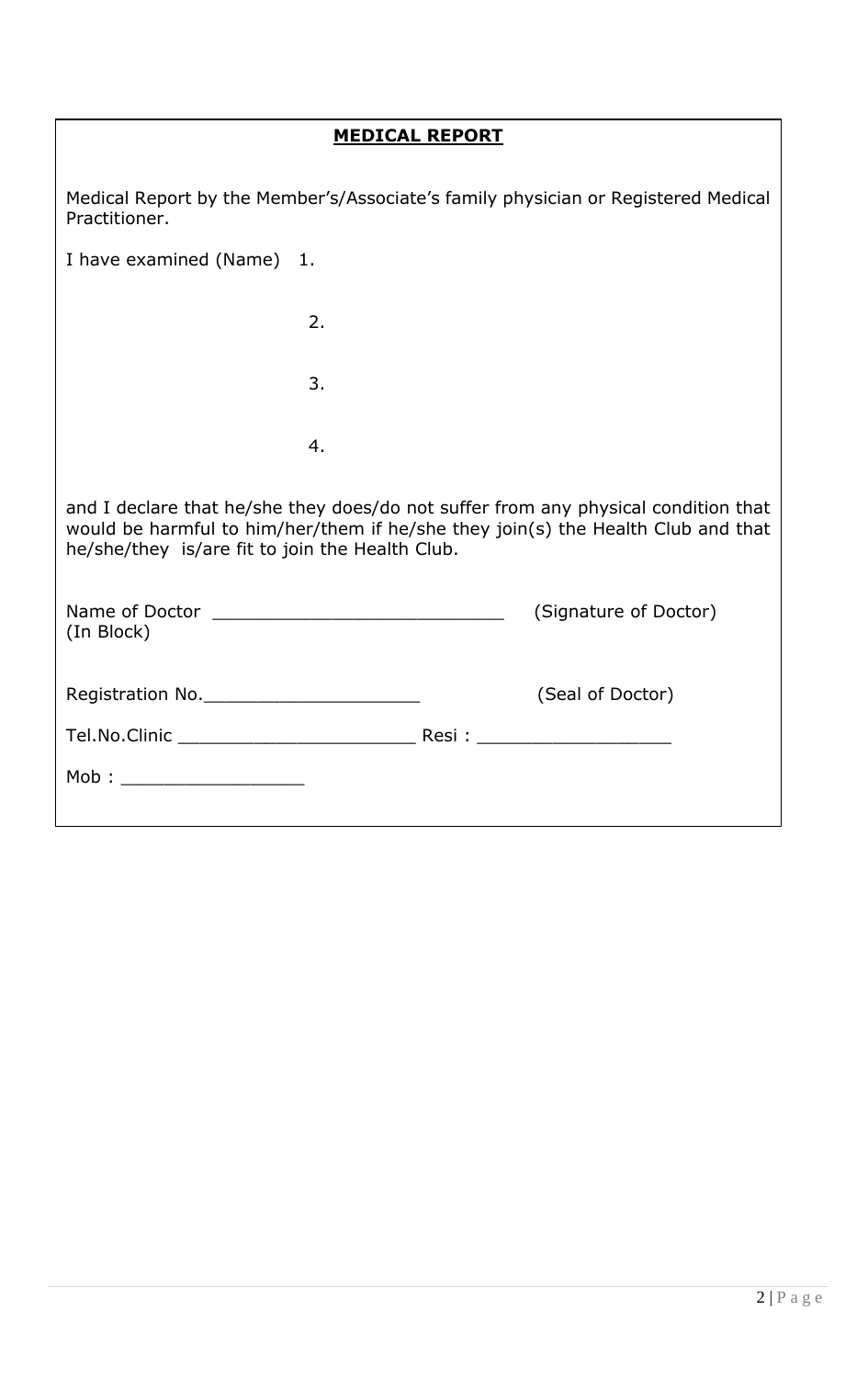**MEDICAL REPORT**

Medical Report by the Member's/Associate's family physician or Registered Medical Practitioner.

I have examined (Name) 1.

2.

3.

4.

and I declare that he/she they does/do not suffer from any physical condition that would be harmful to him/her/them if he/she they join(s) the Health Club and that he/she/they is/are fit to join the Health Club.

Name of Doctor ___________________________ (Signature of Doctor)
(In Block)

Registration No.____________________ (Seal of Doctor)

Tel.No.Clinic ______________________ Resi : __________________

Mob : _________________